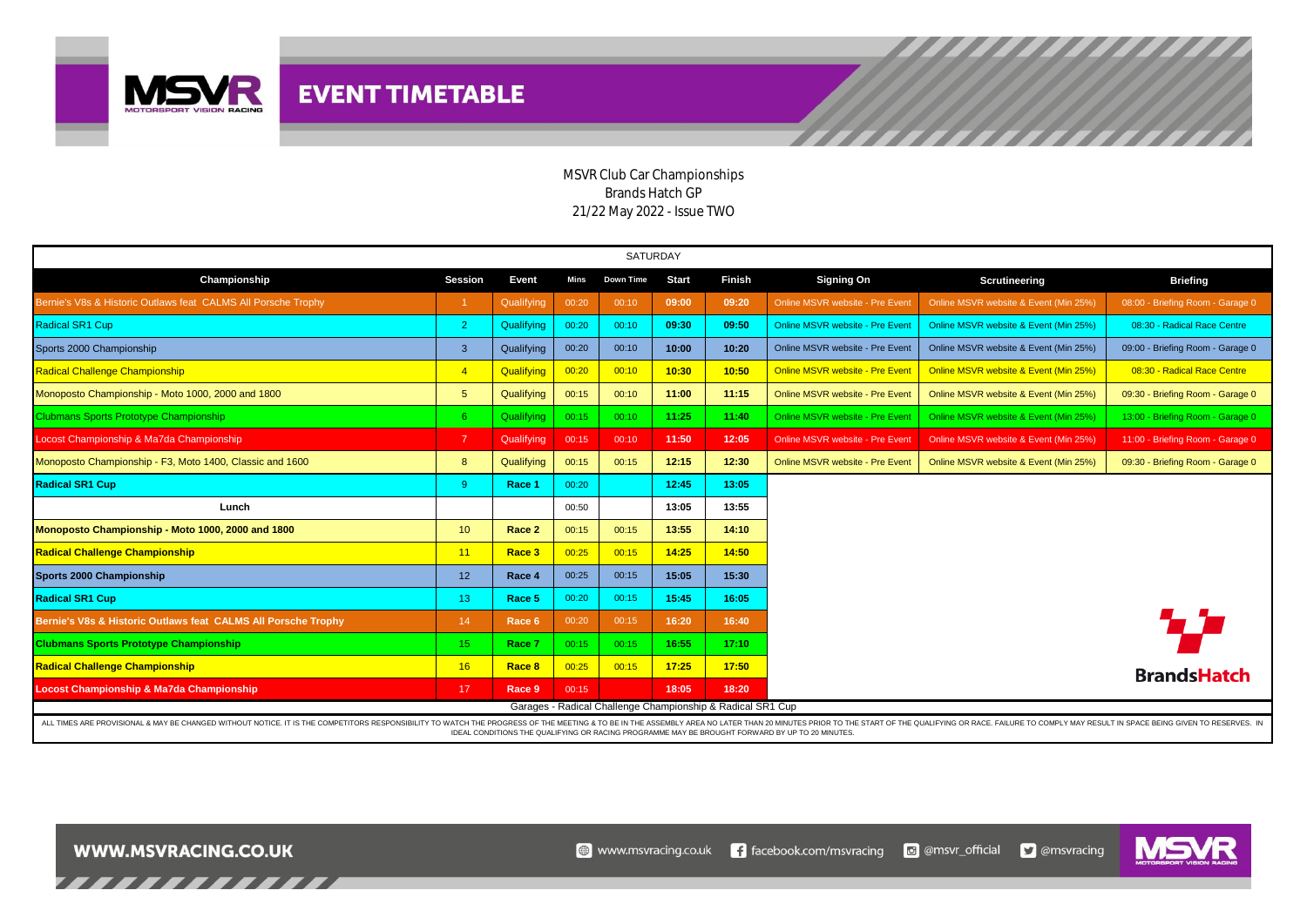# EVENT TIMETABLE

MSVR Club Car Championships
Brands Hatch GP
21/22 May 2022 - Issue TWO

| SATURDAY | | | | | | | | | |
|---|---|---|---|---|---|---|---|---|---|
| **Championship** | **Session** | **Event** | **Mins** | **Down Time** | **Start** | **Finish** | **Signing On** | **Scrutineering** | **Briefing** |
| Bernie's V8s & Historic Outlaws feat CALMS All Porsche Trophy | 1 | Qualifying | 00:20 | 00:10 | 09:00 | 09:20 | Online MSVR website - Pre Event | Online MSVR website & Event (Min 25%) | 08:00 - Briefing Room - Garage 0 |
| Radical SR1 Cup | 2 | Qualifying | 00:20 | 00:10 | 09:30 | 09:50 | Online MSVR website - Pre Event | Online MSVR website & Event (Min 25%) | 08:30 - Radical Race Centre |
| Sports 2000 Championship | 3 | Qualifying | 00:20 | 00:10 | 10:00 | 10:20 | Online MSVR website - Pre Event | Online MSVR website & Event (Min 25%) | 09:00 - Briefing Room - Garage 0 |
| Radical Challenge Championship | 4 | Qualifying | 00:20 | 00:10 | 10:30 | 10:50 | Online MSVR website - Pre Event | Online MSVR website & Event (Min 25%) | 08:30 - Radical Race Centre |
| Monoposto Championship - Moto 1000, 2000 and 1800 | 5 | Qualifying | 00:15 | 00:10 | 11:00 | 11:15 | Online MSVR website - Pre Event | Online MSVR website & Event (Min 25%) | 09:30 - Briefing Room - Garage 0 |
| Clubmans Sports Prototype Championship | 6 | Qualifying | 00:15 | 00:10 | 11:25 | 11:40 | Online MSVR website - Pre Event | Online MSVR website & Event (Min 25%) | 13:00 - Briefing Room - Garage 0 |
| Locost Championship & Ma7da Championship | 7 | Qualifying | 00:15 | 00:10 | 11:50 | 12:05 | Online MSVR website - Pre Event | Online MSVR website & Event (Min 25%) | 11:00 - Briefing Room - Garage 0 |
| Monoposto Championship - F3, Moto 1400, Classic and 1600 | 8 | Qualifying | 00:15 | 00:15 | 12:15 | 12:30 | Online MSVR website - Pre Event | Online MSVR website & Event (Min 25%) | 09:30 - Briefing Room - Garage 0 |
| **Radical SR1 Cup** | 9 | **Race 1** | 00:20 | | 12:45 | 13:05 | | | |
| **Lunch** | | | 00:50 | | 13:05 | 13:55 | | | |
| **Monoposto Championship - Moto 1000, 2000 and 1800** | 10 | **Race 2** | 00:15 | 00:15 | 13:55 | 14:10 | | | |
| **Radical Challenge Championship** | 11 | **Race 3** | 00:25 | 00:15 | 14:25 | 14:50 | | | |
| **Sports 2000 Championship** | 12 | **Race 4** | 00:25 | 00:15 | 15:05 | 15:30 | | | |
| **Radical SR1 Cup** | 13 | **Race 5** | 00:20 | 00:15 | 15:45 | 16:05 | | | |
| **Bernie's V8s & Historic Outlaws feat CALMS All Porsche Trophy** | 14 | **Race 6** | 00:20 | 00:15 | 16:20 | 16:40 | | | |
| **Clubmans Sports Prototype Championship** | 15 | **Race 7** | 00:15 | 00:15 | 16:55 | 17:10 | | | |
| **Radical Challenge Championship** | 16 | **Race 8** | 00:25 | 00:15 | 17:25 | 17:50 | | | |
| **Locost Championship & Ma7da Championship** | 17 | **Race 9** | 00:15 | | 18:05 | 18:20 | | | |

Garages - Radical Challenge Championship & Radical SR1 Cup

ALL TIMES ARE PROVISIONAL & MAY BE CHANGED WITHOUT NOTICE. IT IS THE COMPETITORS RESPONSIBILITY TO WATCH THE PROGRESS OF THE MEETING & TO BE IN THE ASSEMBLY AREA NO LATER THAN 20 MINUTES PRIOR TO THE START OF THE QUALIFYING OR RACE. FAILURE TO COMPLY MAY RESULT IN SPACE BEING GIVEN TO RESERVES. IN IDEAL CONDITIONS THE QUALIFYING OR RACING PROGRAMME MAY BE BROUGHT FORWARD BY UP TO 20 MINUTES.

BrandsHatch

WWW.MSVRACING.CO.UK

www.msvracing.co.uk | facebook.com/msvracing | @msvr_official | @msvracing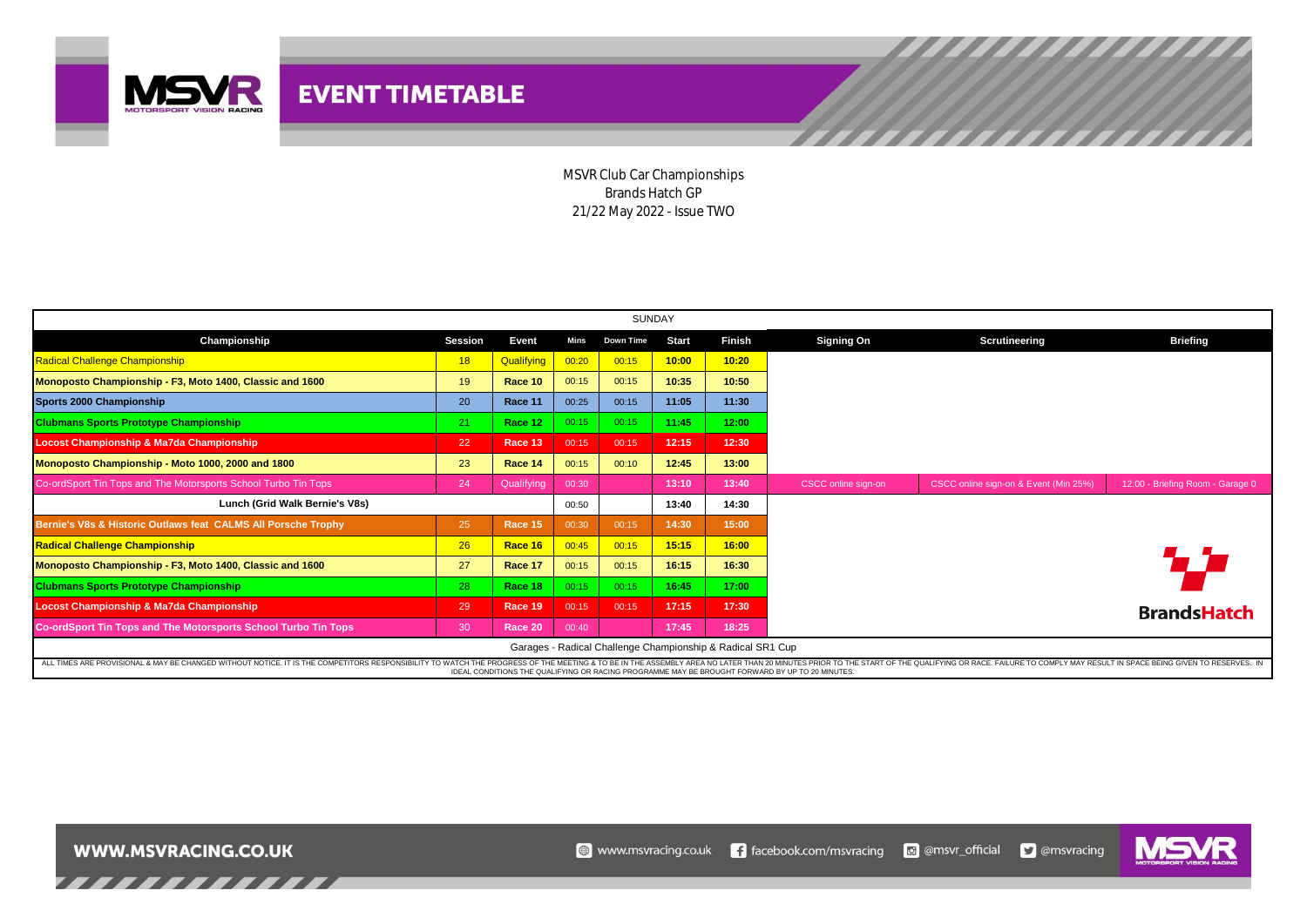# EVENT TIMETABLE

MSVR Club Car Championships
Brands Hatch GP
21/22 May 2022 - Issue TWO

SUNDAY

| Championship | Session | Event | Mins | Down Time | Start | Finish | Signing On | Scrutineering | Briefing |
|---|---|---|---|---|---|---|---|---|---|
| Radical Challenge Championship | 18 | Qualifying | 00:20 | 00:15 | 10:00 | 10:20 | | | |
| Monoposto Championship - F3, Moto 1400, Classic and 1600 | 19 | Race 10 | 00:15 | 00:15 | 10:35 | 10:50 | | | |
| Sports 2000 Championship | 20 | Race 11 | 00:25 | 00:15 | 11:05 | 11:30 | | | |
| Clubmans Sports Prototype Championship | 21 | Race 12 | 00:15 | 00:15 | 11:45 | 12:00 | | | |
| Locost Championship & Ma7da Championship | 22 | Race 13 | 00:15 | 00:15 | 12:15 | 12:30 | | | |
| Monoposto Championship - Moto 1000, 2000 and 1800 | 23 | Race 14 | 00:15 | 00:10 | 12:45 | 13:00 | | | |
| Co-ordSport Tin Tops and The Motorsports School Turbo Tin Tops | 24 | Qualifying | 00:30 | | 13:10 | 13:40 | CSCC online sign-on | CSCC online sign-on & Event (Min 25%) | 12:00 - Briefing Room - Garage 0 |
| Lunch (Grid Walk Bernie's V8s) | | | 00:50 | | 13:40 | 14:30 | | | |
| Bernie's V8s & Historic Outlaws feat CALMS All Porsche Trophy | 25 | Race 15 | 00:30 | 00:15 | 14:30 | 15:00 | | | |
| Radical Challenge Championship | 26 | Race 16 | 00:45 | 00:15 | 15:15 | 16:00 | | | |
| Monoposto Championship - F3, Moto 1400, Classic and 1600 | 27 | Race 17 | 00:15 | 00:15 | 16:15 | 16:30 | | | |
| Clubmans Sports Prototype Championship | 28 | Race 18 | 00:15 | 00:15 | 16:45 | 17:00 | | | |
| Locost Championship & Ma7da Championship | 29 | Race 19 | 00:15 | 00:15 | 17:15 | 17:30 | | | |
| Co-ordSport Tin Tops and The Motorsports School Turbo Tin Tops | 30 | Race 20 | 00:40 | | 17:45 | 18:25 | | | |

Garages - Radical Challenge Championship & Radical SR1 Cup

ALL TIMES ARE PROVISIONAL & MAY BE CHANGED WITHOUT NOTICE. IT IS THE COMPETITORS RESPONSIBILITY TO WATCH THE PROGRESS OF THE MEETING & TO BE IN THE ASSEMBLY AREA NO LATER THAN 20 MINUTES PRIOR TO THE START OF THE QUALIFYING OR RACE. FAILURE TO COMPLY MAY RESULT IN SPACE BEING GIVEN TO RESERVES. IN IDEAL CONDITIONS THE QUALIFYING OR RACING PROGRAMME MAY BE BROUGHT FORWARD BY UP TO 20 MINUTES.

BrandsHatch

WWW.MSVRACING.CO.UK

www.msvracing.co.uk facebook.com/msvracing @msvr_official @msvracing